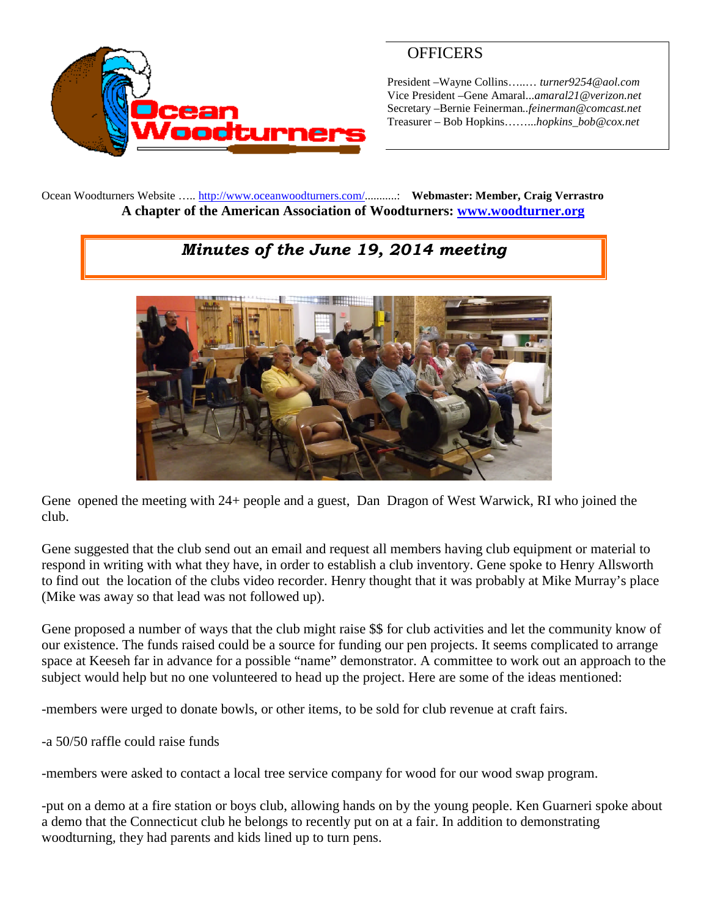# OFFICERS

President –Wayne Collins…..… *turner9254@aol.com*
Vice President –Gene Amaral...*amaral21@verizon.net*
Secretary –Bernie Feinerman..*feinerman@comcast.net*
Treasurer – Bob Hopkins……...*hopkins_bob@cox.net*

Ocean Woodturners Website ….. http://www.oceanwoodturners.com/..........: **Webmaster: Member, Craig Verrastro**

**A chapter of the American Association of Woodturners: www.woodturner.org**

## *Minutes of the June 19, 2014 meeting*

Gene opened the meeting with 24+ people and a guest, Dan Dragon of West Warwick, RI who joined the club.

Gene suggested that the club send out an email and request all members having club equipment or material to respond in writing with what they have, in order to establish a club inventory. Gene spoke to Henry Allsworth to find out the location of the clubs video recorder. Henry thought that it was probably at Mike Murray's place (Mike was away so that lead was not followed up).

Gene proposed a number of ways that the club might raise $$ for club activities and let the community know of our existence. The funds raised could be a source for funding our pen projects. It seems complicated to arrange space at Keeseh far in advance for a possible "name" demonstrator. A committee to work out an approach to the subject would help but no one volunteered to head up the project. Here are some of the ideas mentioned:

-members were urged to donate bowls, or other items, to be sold for club revenue at craft fairs.

-a 50/50 raffle could raise funds

-members were asked to contact a local tree service company for wood for our wood swap program.

-put on a demo at a fire station or boys club, allowing hands on by the young people. Ken Guarneri spoke about a demo that the Connecticut club he belongs to recently put on at a fair. In addition to demonstrating woodturning, they had parents and kids lined up to turn pens.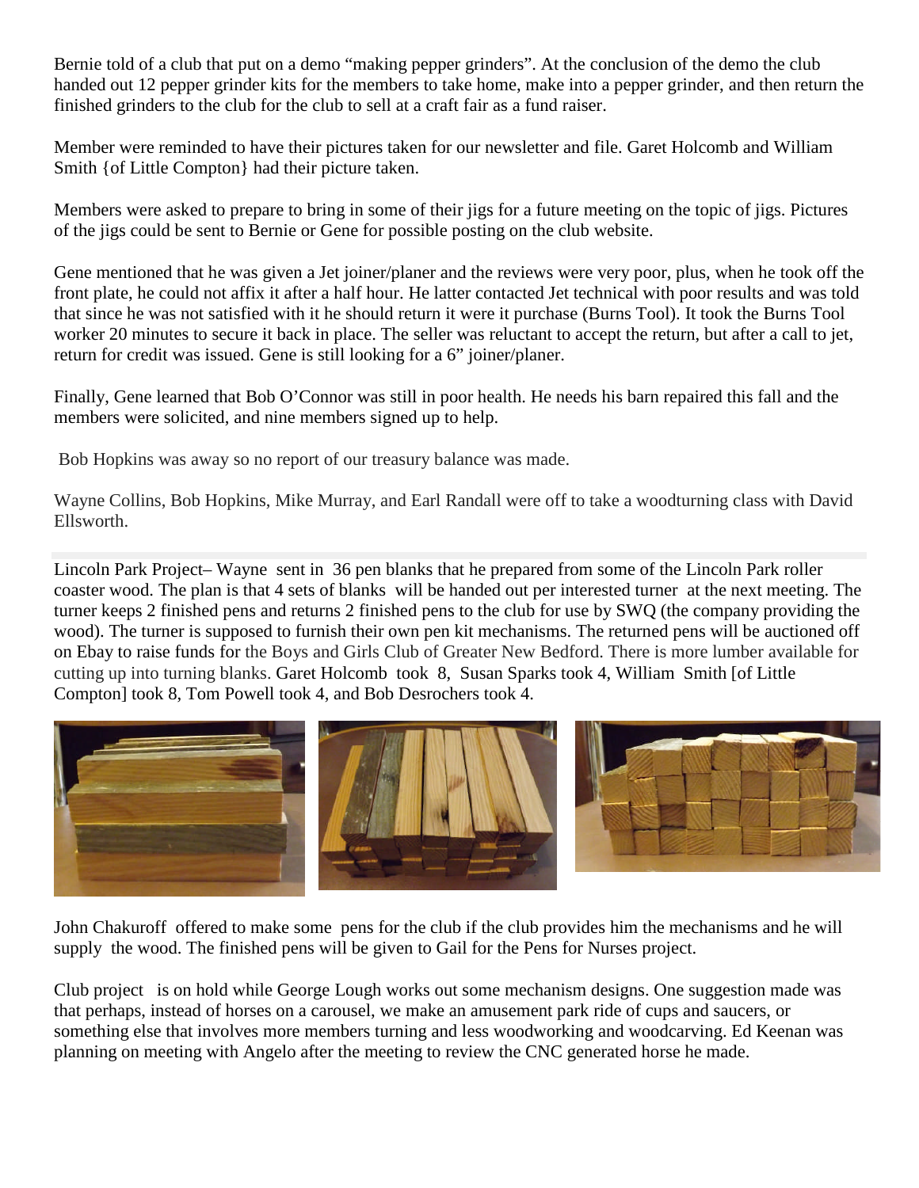Bernie told of a club that put on a demo “making pepper grinders”. At the conclusion of the demo the club handed out 12 pepper grinder kits for the members to take home, make into a pepper grinder, and then return the finished grinders to the club for the club to sell at a craft fair as a fund raiser.

Member were reminded to have their pictures taken for our newsletter and file. Garet Holcomb and William Smith {of Little Compton} had their picture taken.

Members were asked to prepare to bring in some of their jigs for a future meeting on the topic of jigs. Pictures of the jigs could be sent to Bernie or Gene for possible posting on the club website.

Gene mentioned that he was given a Jet joiner/planer and the reviews were very poor, plus, when he took off the front plate, he could not affix it after a half hour. He latter contacted Jet technical with poor results and was told that since he was not satisfied with it he should return it were it purchase (Burns Tool). It took the Burns Tool worker 20 minutes to secure it back in place. The seller was reluctant to accept the return, but after a call to jet, return for credit was issued. Gene is still looking for a 6” joiner/planer.

Finally, Gene learned that Bob O’Connor was still in poor health. He needs his barn repaired this fall and the members were solicited, and nine members signed up to help.

Bob Hopkins was away so no report of our treasury balance was made.

Wayne Collins, Bob Hopkins, Mike Murray, and Earl Randall were off to take a woodturning class with David Ellsworth.

Lincoln Park Project– Wayne sent in 36 pen blanks that he prepared from some of the Lincoln Park roller coaster wood. The plan is that 4 sets of blanks will be handed out per interested turner at the next meeting. The turner keeps 2 finished pens and returns 2 finished pens to the club for use by SWQ (the company providing the wood). The turner is supposed to furnish their own pen kit mechanisms. The returned pens will be auctioned off on Ebay to raise funds for the Boys and Girls Club of Greater New Bedford. There is more lumber available for cutting up into turning blanks. Garet Holcomb took 8, Susan Sparks took 4, William Smith [of Little Compton] took 8, Tom Powell took 4, and Bob Desrochers took 4.

John Chakuroff offered to make some pens for the club if the club provides him the mechanisms and he will supply the wood. The finished pens will be given to Gail for the Pens for Nurses project.

Club project is on hold while George Lough works out some mechanism designs. One suggestion made was that perhaps, instead of horses on a carousel, we make an amusement park ride of cups and saucers, or something else that involves more members turning and less woodworking and woodcarving. Ed Keenan was planning on meeting with Angelo after the meeting to review the CNC generated horse he made.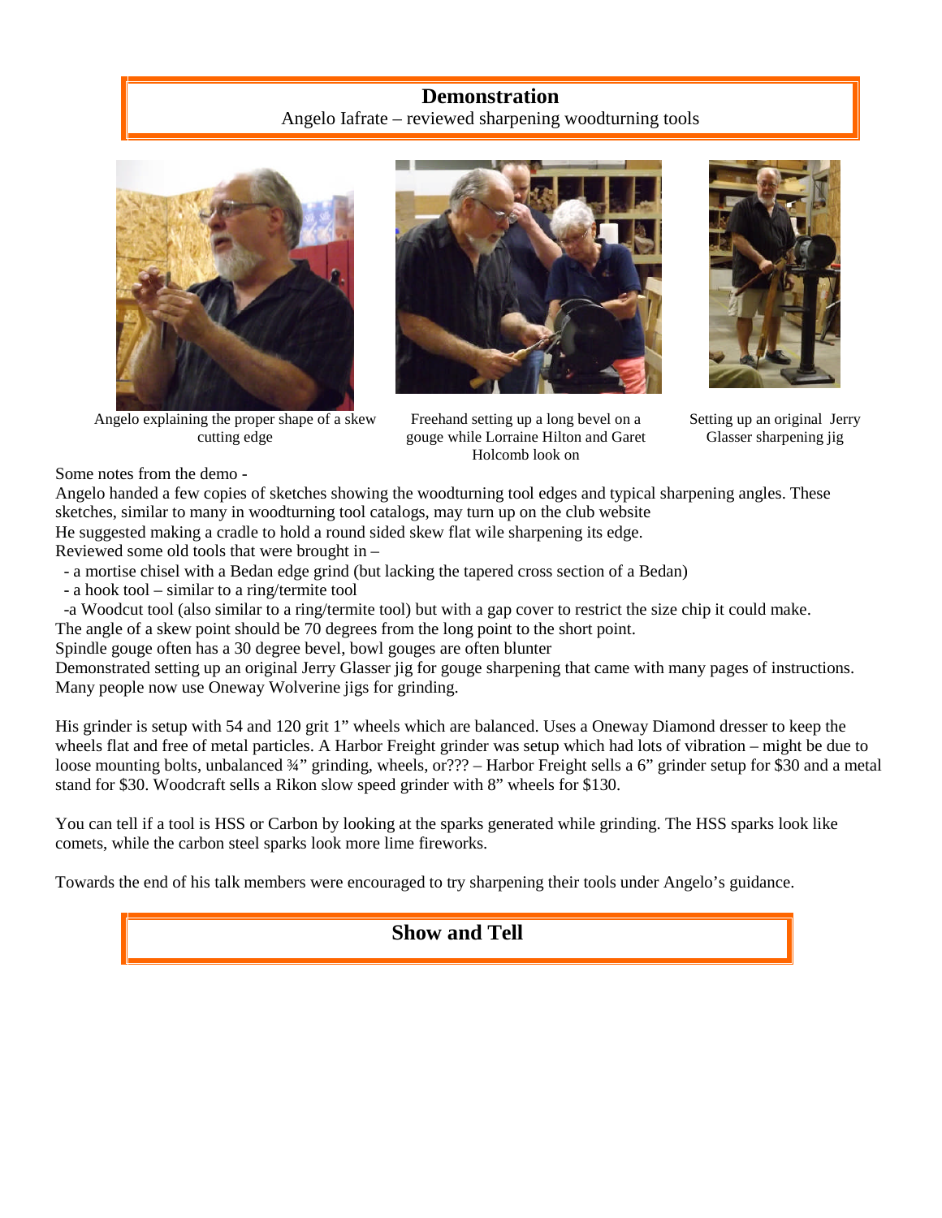## Demonstration

Angelo Iafrate – reviewed sharpening woodturning tools

Angelo explaining the proper shape of a skew cutting edge

Freehand setting up a long bevel on a gouge while Lorraine Hilton and Garet Holcomb look on

Setting up an original Jerry Glasser sharpening jig

Some notes from the demo -

Angelo handed a few copies of sketches showing the woodturning tool edges and typical sharpening angles. These sketches, similar to many in woodturning tool catalogs, may turn up on the club website

He suggested making a cradle to hold a round sided skew flat wile sharpening its edge.

Reviewed some old tools that were brought in –

- a mortise chisel with a Bedan edge grind (but lacking the tapered cross section of a Bedan)
- a hook tool – similar to a ring/termite tool
- a Woodcut tool (also similar to a ring/termite tool) but with a gap cover to restrict the size chip it could make.

The angle of a skew point should be 70 degrees from the long point to the short point.

Spindle gouge often has a 30 degree bevel, bowl gouges are often blunter

Demonstrated setting up an original Jerry Glasser jig for gouge sharpening that came with many pages of instructions. Many people now use Oneway Wolverine jigs for grinding.

His grinder is setup with 54 and 120 grit 1" wheels which are balanced. Uses a Oneway Diamond dresser to keep the wheels flat and free of metal particles. A Harbor Freight grinder was setup which had lots of vibration – might be due to loose mounting bolts, unbalanced ¾" grinding, wheels, or??? – Harbor Freight sells a 6" grinder setup for $30 and a metal stand for $30. Woodcraft sells a Rikon slow speed grinder with 8" wheels for $130.

You can tell if a tool is HSS or Carbon by looking at the sparks generated while grinding. The HSS sparks look like comets, while the carbon steel sparks look more lime fireworks.

Towards the end of his talk members were encouraged to try sharpening their tools under Angelo's guidance.

## Show and Tell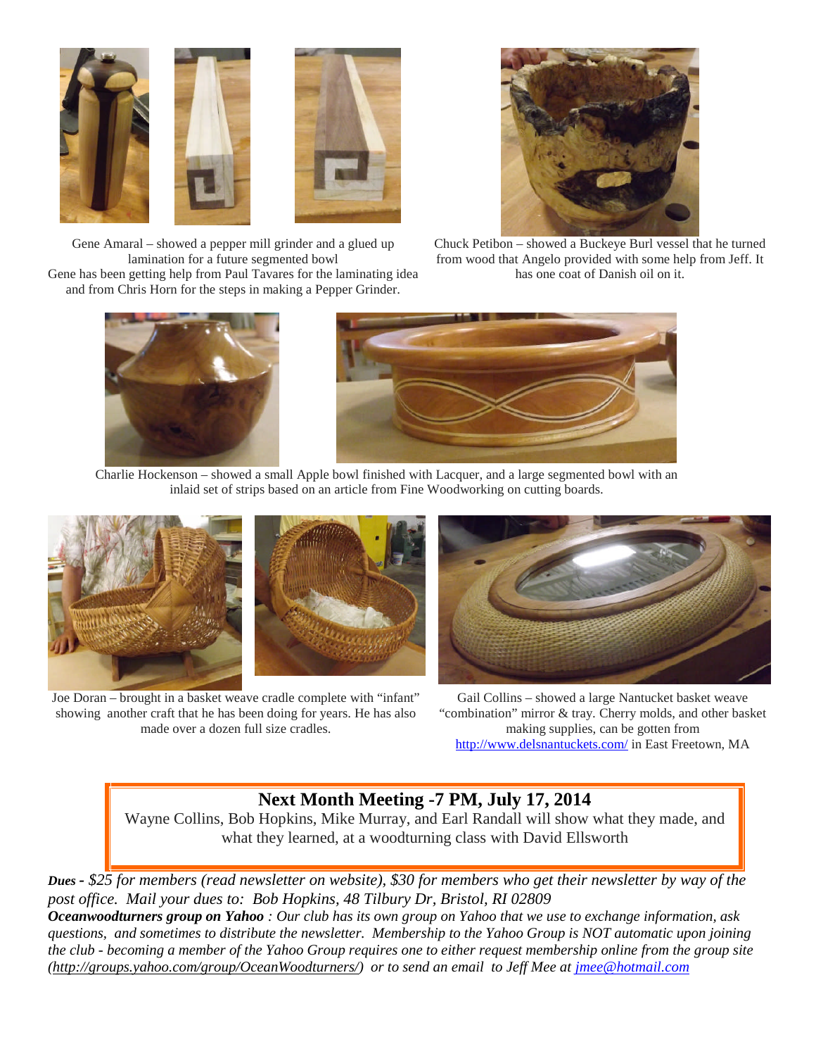Gene Amaral – showed a pepper mill grinder and a glued up lamination for a future segmented bowl
Gene has been getting help from Paul Tavares for the laminating idea and from Chris Horn for the steps in making a Pepper Grinder.

Chuck Petibon – showed a Buckeye Burl vessel that he turned from wood that Angelo provided with some help from Jeff. It has one coat of Danish oil on it.

Charlie Hockenson – showed a small Apple bowl finished with Lacquer, and a large segmented bowl with an inlaid set of strips based on an article from Fine Woodworking on cutting boards.

Joe Doran – brought in a basket weave cradle complete with "infant" showing another craft that he has been doing for years. He has also made over a dozen full size cradles.

Gail Collins – showed a large Nantucket basket weave "combination" mirror & tray. Cherry molds, and other basket making supplies, can be gotten from http://www.delsnantuckets.com/ in East Freetown, MA

## Next Month Meeting -7 PM, July 17, 2014

Wayne Collins, Bob Hopkins, Mike Murray, and Earl Randall will show what they made, and what they learned, at a woodturning class with David Ellsworth

***Dues*** *- $25 for members (read newsletter on website), $30 for members who get their newsletter by way of the post office. Mail your dues to: Bob Hopkins, 48 Tilbury Dr, Bristol, RI 02809*

***Oceanwoodturners group on Yahoo*** *: Our club has its own group on Yahoo that we use to exchange information, ask questions, and sometimes to distribute the newsletter. Membership to the Yahoo Group is NOT automatic upon joining the club - becoming a member of the Yahoo Group requires one to either request membership online from the group site (http://groups.yahoo.com/group/OceanWoodturners/) or to send an email to Jeff Mee at jmee@hotmail.com*